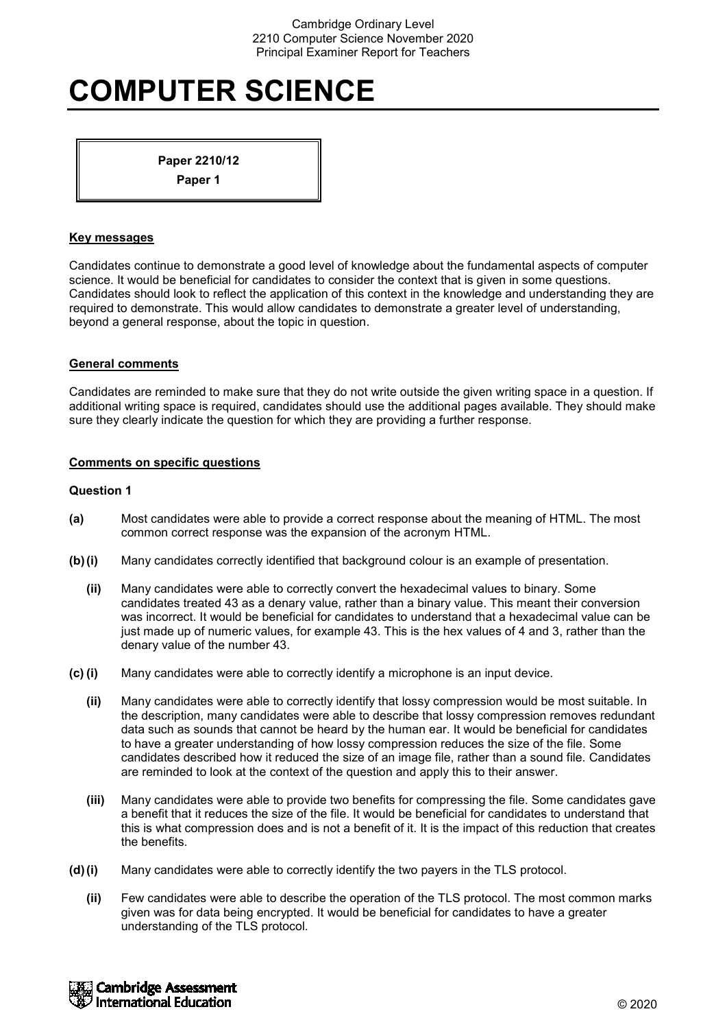# COMPUTER SCIENCE

**Paper 2210/12**
**Paper 1**

## Key messages

Candidates continue to demonstrate a good level of knowledge about the fundamental aspects of computer science. It would be beneficial for candidates to consider the context that is given in some questions. Candidates should look to reflect the application of this context in the knowledge and understanding they are required to demonstrate. This would allow candidates to demonstrate a greater level of understanding, beyond a general response, about the topic in question.

## General comments

Candidates are reminded to make sure that they do not write outside the given writing space in a question. If additional writing space is required, candidates should use the additional pages available. They should make sure they clearly indicate the question for which they are providing a further response.

## Comments on specific questions

### Question 1

**(a)** Most candidates were able to provide a correct response about the meaning of HTML. The most common correct response was the expansion of the acronym HTML.

**(b) (i)** Many candidates correctly identified that background colour is an example of presentation.

**(ii)** Many candidates were able to correctly convert the hexadecimal values to binary. Some candidates treated 43 as a denary value, rather than a binary value. This meant their conversion was incorrect. It would be beneficial for candidates to understand that a hexadecimal value can be just made up of numeric values, for example 43. This is the hex values of 4 and 3, rather than the denary value of the number 43.

**(c) (i)** Many candidates were able to correctly identify a microphone is an input device.

**(ii)** Many candidates were able to correctly identify that lossy compression would be most suitable. In the description, many candidates were able to describe that lossy compression removes redundant data such as sounds that cannot be heard by the human ear. It would be beneficial for candidates to have a greater understanding of how lossy compression reduces the size of the file. Some candidates described how it reduced the size of an image file, rather than a sound file. Candidates are reminded to look at the context of the question and apply this to their answer.

**(iii)** Many candidates were able to provide two benefits for compressing the file. Some candidates gave a benefit that it reduces the size of the file. It would be beneficial for candidates to understand that this is what compression does and is not a benefit of it. It is the impact of this reduction that creates the benefits.

**(d) (i)** Many candidates were able to correctly identify the two payers in the TLS protocol.

**(ii)** Few candidates were able to describe the operation of the TLS protocol. The most common marks given was for data being encrypted. It would be beneficial for candidates to have a greater understanding of the TLS protocol.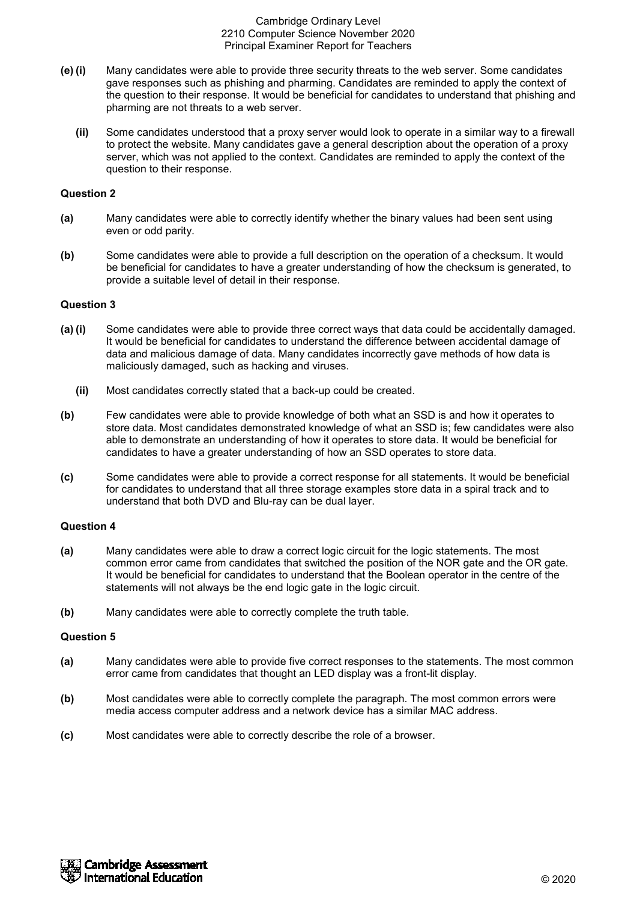**(e) (i)** Many candidates were able to provide three security threats to the web server. Some candidates gave responses such as phishing and pharming. Candidates are reminded to apply the context of the question to their response. It would be beneficial for candidates to understand that phishing and pharming are not threats to a web server.

**(ii)** Some candidates understood that a proxy server would look to operate in a similar way to a firewall to protect the website. Many candidates gave a general description about the operation of a proxy server, which was not applied to the context. Candidates are reminded to apply the context of the question to their response.

### Question 2

**(a)** Many candidates were able to correctly identify whether the binary values had been sent using even or odd parity.

**(b)** Some candidates were able to provide a full description on the operation of a checksum. It would be beneficial for candidates to have a greater understanding of how the checksum is generated, to provide a suitable level of detail in their response.

### Question 3

**(a) (i)** Some candidates were able to provide three correct ways that data could be accidentally damaged. It would be beneficial for candidates to understand the difference between accidental damage of data and malicious damage of data. Many candidates incorrectly gave methods of how data is maliciously damaged, such as hacking and viruses.

**(ii)** Most candidates correctly stated that a back-up could be created.

**(b)** Few candidates were able to provide knowledge of both what an SSD is and how it operates to store data. Most candidates demonstrated knowledge of what an SSD is; few candidates were also able to demonstrate an understanding of how it operates to store data. It would be beneficial for candidates to have a greater understanding of how an SSD operates to store data.

**(c)** Some candidates were able to provide a correct response for all statements. It would be beneficial for candidates to understand that all three storage examples store data in a spiral track and to understand that both DVD and Blu-ray can be dual layer.

### Question 4

**(a)** Many candidates were able to draw a correct logic circuit for the logic statements. The most common error came from candidates that switched the position of the NOR gate and the OR gate. It would be beneficial for candidates to understand that the Boolean operator in the centre of the statements will not always be the end logic gate in the logic circuit.

**(b)** Many candidates were able to correctly complete the truth table.

### Question 5

**(a)** Many candidates were able to provide five correct responses to the statements. The most common error came from candidates that thought an LED display was a front-lit display.

**(b)** Most candidates were able to correctly complete the paragraph. The most common errors were media access computer address and a network device has a similar MAC address.

**(c)** Most candidates were able to correctly describe the role of a browser.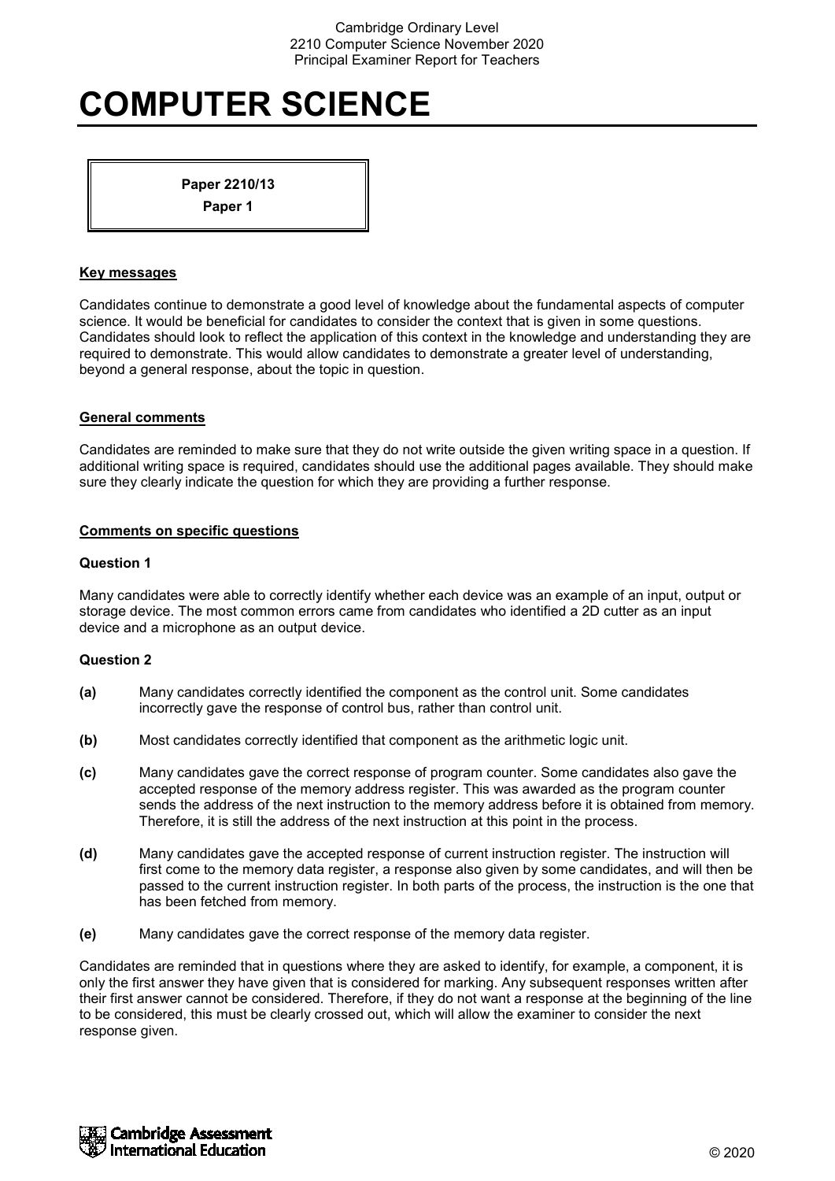# COMPUTER SCIENCE

**Paper 2210/13**
**Paper 1**

**Key messages**

Candidates continue to demonstrate a good level of knowledge about the fundamental aspects of computer science. It would be beneficial for candidates to consider the context that is given in some questions. Candidates should look to reflect the application of this context in the knowledge and understanding they are required to demonstrate. This would allow candidates to demonstrate a greater level of understanding, beyond a general response, about the topic in question.

**General comments**

Candidates are reminded to make sure that they do not write outside the given writing space in a question. If additional writing space is required, candidates should use the additional pages available. They should make sure they clearly indicate the question for which they are providing a further response.

**Comments on specific questions**

**Question 1**

Many candidates were able to correctly identify whether each device was an example of an input, output or storage device. The most common errors came from candidates who identified a 2D cutter as an input device and a microphone as an output device.

**Question 2**

**(a)** Many candidates correctly identified the component as the control unit. Some candidates incorrectly gave the response of control bus, rather than control unit.

**(b)** Most candidates correctly identified that component as the arithmetic logic unit.

**(c)** Many candidates gave the correct response of program counter. Some candidates also gave the accepted response of the memory address register. This was awarded as the program counter sends the address of the next instruction to the memory address before it is obtained from memory. Therefore, it is still the address of the next instruction at this point in the process.

**(d)** Many candidates gave the accepted response of current instruction register. The instruction will first come to the memory data register, a response also given by some candidates, and will then be passed to the current instruction register. In both parts of the process, the instruction is the one that has been fetched from memory.

**(e)** Many candidates gave the correct response of the memory data register.

Candidates are reminded that in questions where they are asked to identify, for example, a component, it is only the first answer they have given that is considered for marking. Any subsequent responses written after their first answer cannot be considered. Therefore, if they do not want a response at the beginning of the line to be considered, this must be clearly crossed out, which will allow the examiner to consider the next response given.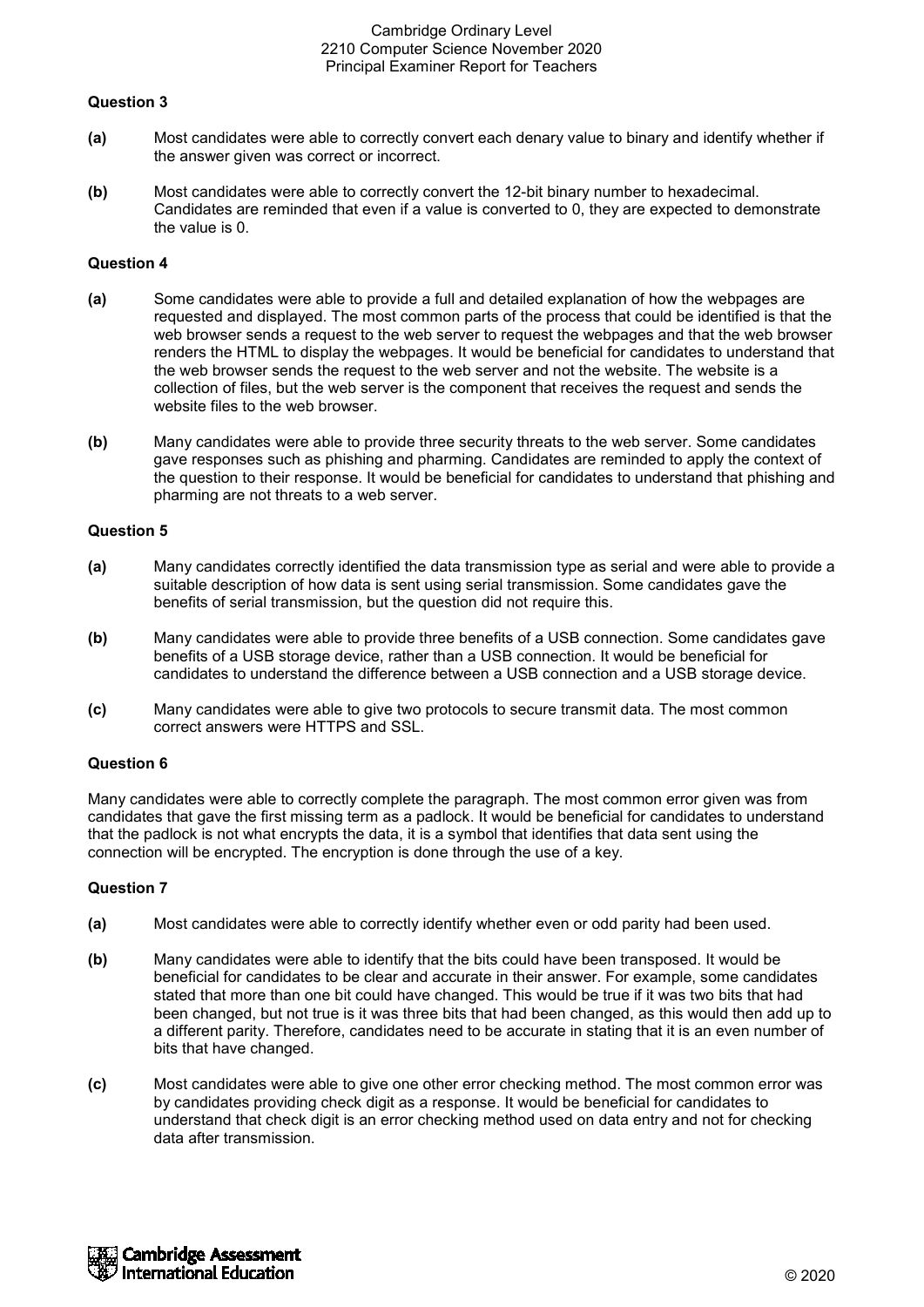### Question 3

**(a)** Most candidates were able to correctly convert each denary value to binary and identify whether if the answer given was correct or incorrect.

**(b)** Most candidates were able to correctly convert the 12-bit binary number to hexadecimal. Candidates are reminded that even if a value is converted to 0, they are expected to demonstrate the value is 0.

### Question 4

**(a)** Some candidates were able to provide a full and detailed explanation of how the webpages are requested and displayed. The most common parts of the process that could be identified is that the web browser sends a request to the web server to request the webpages and that the web browser renders the HTML to display the webpages. It would be beneficial for candidates to understand that the web browser sends the request to the web server and not the website. The website is a collection of files, but the web server is the component that receives the request and sends the website files to the web browser.

**(b)** Many candidates were able to provide three security threats to the web server. Some candidates gave responses such as phishing and pharming. Candidates are reminded to apply the context of the question to their response. It would be beneficial for candidates to understand that phishing and pharming are not threats to a web server.

### Question 5

**(a)** Many candidates correctly identified the data transmission type as serial and were able to provide a suitable description of how data is sent using serial transmission. Some candidates gave the benefits of serial transmission, but the question did not require this.

**(b)** Many candidates were able to provide three benefits of a USB connection. Some candidates gave benefits of a USB storage device, rather than a USB connection. It would be beneficial for candidates to understand the difference between a USB connection and a USB storage device.

**(c)** Many candidates were able to give two protocols to secure transmit data. The most common correct answers were HTTPS and SSL.

### Question 6

Many candidates were able to correctly complete the paragraph. The most common error given was from candidates that gave the first missing term as a padlock. It would be beneficial for candidates to understand that the padlock is not what encrypts the data, it is a symbol that identifies that data sent using the connection will be encrypted. The encryption is done through the use of a key.

### Question 7

**(a)** Most candidates were able to correctly identify whether even or odd parity had been used.

**(b)** Many candidates were able to identify that the bits could have been transposed. It would be beneficial for candidates to be clear and accurate in their answer. For example, some candidates stated that more than one bit could have changed. This would be true if it was two bits that had been changed, but not true is it was three bits that had been changed, as this would then add up to a different parity. Therefore, candidates need to be accurate in stating that it is an even number of bits that have changed.

**(c)** Most candidates were able to give one other error checking method. The most common error was by candidates providing check digit as a response. It would be beneficial for candidates to understand that check digit is an error checking method used on data entry and not for checking data after transmission.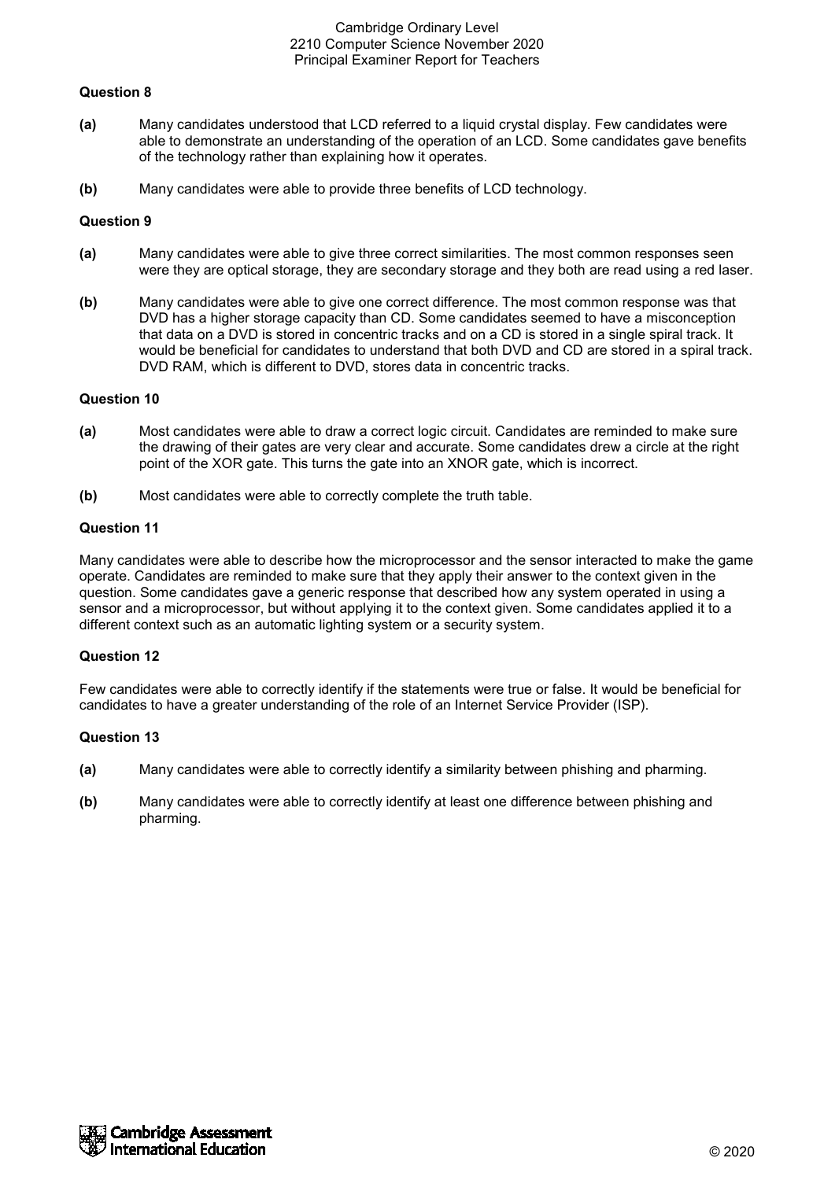### Question 8

**(a)** Many candidates understood that LCD referred to a liquid crystal display. Few candidates were able to demonstrate an understanding of the operation of an LCD. Some candidates gave benefits of the technology rather than explaining how it operates.

**(b)** Many candidates were able to provide three benefits of LCD technology.

### Question 9

**(a)** Many candidates were able to give three correct similarities. The most common responses seen were they are optical storage, they are secondary storage and they both are read using a red laser.

**(b)** Many candidates were able to give one correct difference. The most common response was that DVD has a higher storage capacity than CD. Some candidates seemed to have a misconception that data on a DVD is stored in concentric tracks and on a CD is stored in a single spiral track. It would be beneficial for candidates to understand that both DVD and CD are stored in a spiral track. DVD RAM, which is different to DVD, stores data in concentric tracks.

### Question 10

**(a)** Most candidates were able to draw a correct logic circuit. Candidates are reminded to make sure the drawing of their gates are very clear and accurate. Some candidates drew a circle at the right point of the XOR gate. This turns the gate into an XNOR gate, which is incorrect.

**(b)** Most candidates were able to correctly complete the truth table.

### Question 11

Many candidates were able to describe how the microprocessor and the sensor interacted to make the game operate. Candidates are reminded to make sure that they apply their answer to the context given in the question. Some candidates gave a generic response that described how any system operated in using a sensor and a microprocessor, but without applying it to the context given. Some candidates applied it to a different context such as an automatic lighting system or a security system.

### Question 12

Few candidates were able to correctly identify if the statements were true or false. It would be beneficial for candidates to have a greater understanding of the role of an Internet Service Provider (ISP).

### Question 13

**(a)** Many candidates were able to correctly identify a similarity between phishing and pharming.

**(b)** Many candidates were able to correctly identify at least one difference between phishing and pharming.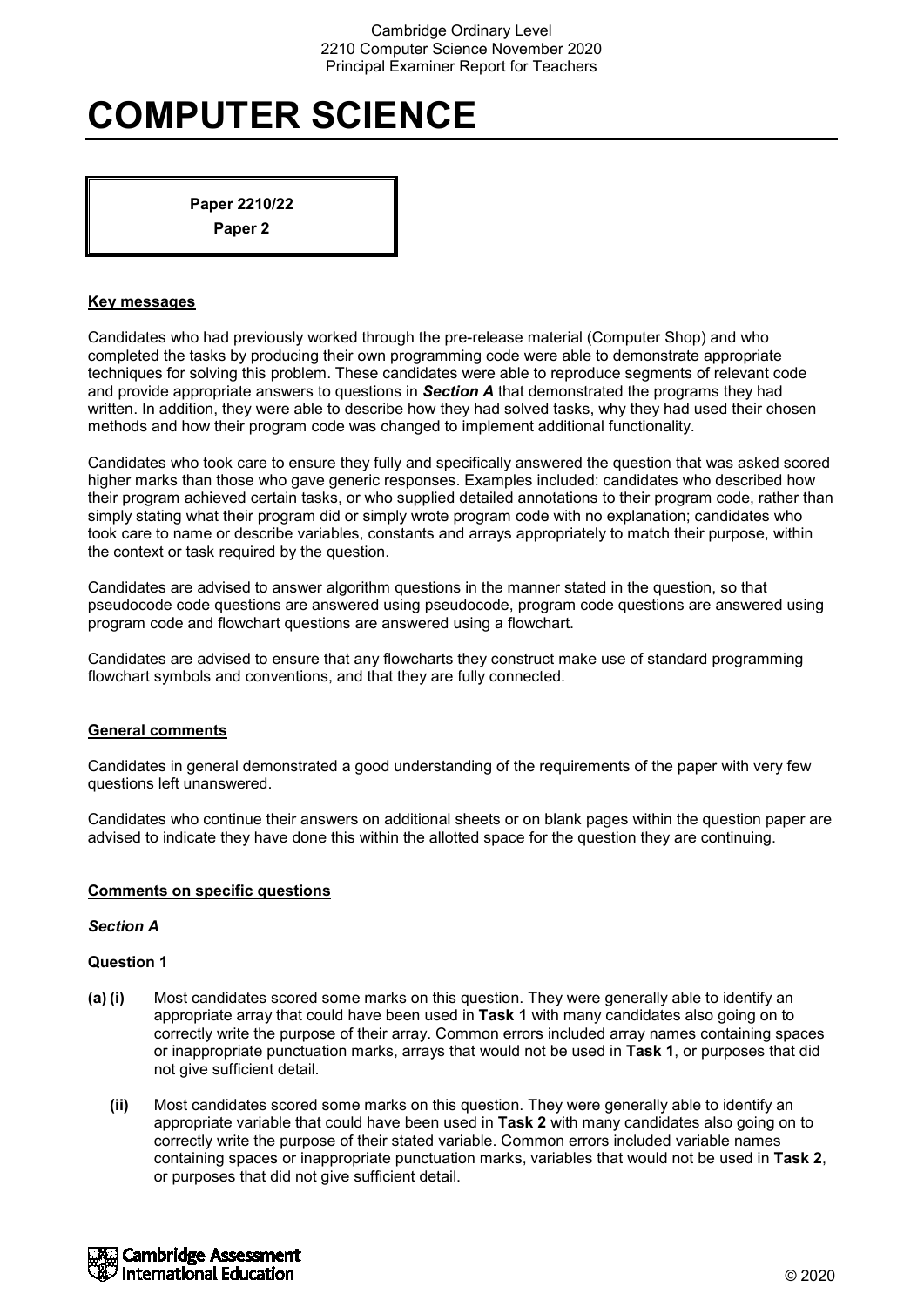# COMPUTER SCIENCE

**Paper 2210/22**
**Paper 2**

## Key messages

Candidates who had previously worked through the pre-release material (Computer Shop) and who completed the tasks by producing their own programming code were able to demonstrate appropriate techniques for solving this problem. These candidates were able to reproduce segments of relevant code and provide appropriate answers to questions in ***Section A*** that demonstrated the programs they had written. In addition, they were able to describe how they had solved tasks, why they had used their chosen methods and how their program code was changed to implement additional functionality.

Candidates who took care to ensure they fully and specifically answered the question that was asked scored higher marks than those who gave generic responses. Examples included: candidates who described how their program achieved certain tasks, or who supplied detailed annotations to their program code, rather than simply stating what their program did or simply wrote program code with no explanation; candidates who took care to name or describe variables, constants and arrays appropriately to match their purpose, within the context or task required by the question.

Candidates are advised to answer algorithm questions in the manner stated in the question, so that pseudocode code questions are answered using pseudocode, program code questions are answered using program code and flowchart questions are answered using a flowchart.

Candidates are advised to ensure that any flowcharts they construct make use of standard programming flowchart symbols and conventions, and that they are fully connected.

## General comments

Candidates in general demonstrated a good understanding of the requirements of the paper with very few questions left unanswered.

Candidates who continue their answers on additional sheets or on blank pages within the question paper are advised to indicate they have done this within the allotted space for the question they are continuing.

## Comments on specific questions

### *Section A*

### Question 1

**(a) (i)** Most candidates scored some marks on this question. They were generally able to identify an appropriate array that could have been used in **Task 1** with many candidates also going on to correctly write the purpose of their array. Common errors included array names containing spaces or inappropriate punctuation marks, arrays that would not be used in **Task 1**, or purposes that did not give sufficient detail.

**(ii)** Most candidates scored some marks on this question. They were generally able to identify an appropriate variable that could have been used in **Task 2** with many candidates also going on to correctly write the purpose of their stated variable. Common errors included variable names containing spaces or inappropriate punctuation marks, variables that would not be used in **Task 2**, or purposes that did not give sufficient detail.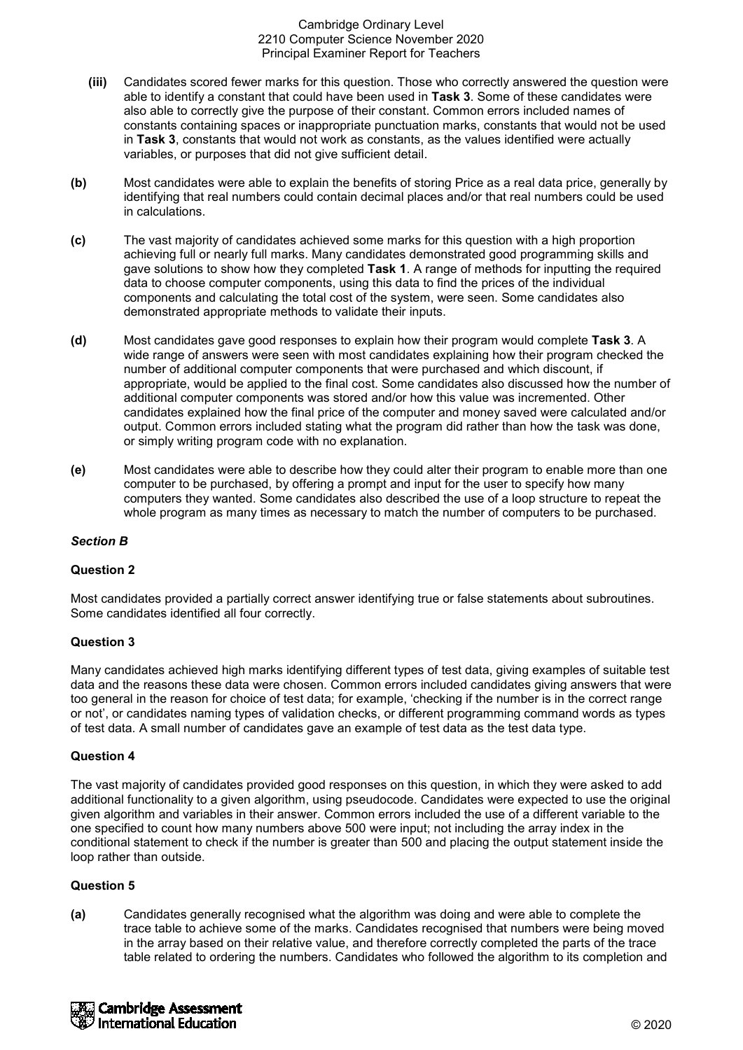**(iii)** Candidates scored fewer marks for this question. Those who correctly answered the question were able to identify a constant that could have been used in **Task 3**. Some of these candidates were also able to correctly give the purpose of their constant. Common errors included names of constants containing spaces or inappropriate punctuation marks, constants that would not be used in **Task 3**, constants that would not work as constants, as the values identified were actually variables, or purposes that did not give sufficient detail.

**(b)** Most candidates were able to explain the benefits of storing Price as a real data price, generally by identifying that real numbers could contain decimal places and/or that real numbers could be used in calculations.

**(c)** The vast majority of candidates achieved some marks for this question with a high proportion achieving full or nearly full marks. Many candidates demonstrated good programming skills and gave solutions to show how they completed **Task 1**. A range of methods for inputting the required data to choose computer components, using this data to find the prices of the individual components and calculating the total cost of the system, were seen. Some candidates also demonstrated appropriate methods to validate their inputs.

**(d)** Most candidates gave good responses to explain how their program would complete **Task 3**. A wide range of answers were seen with most candidates explaining how their program checked the number of additional computer components that were purchased and which discount, if appropriate, would be applied to the final cost. Some candidates also discussed how the number of additional computer components was stored and/or how this value was incremented. Other candidates explained how the final price of the computer and money saved were calculated and/or output. Common errors included stating what the program did rather than how the task was done, or simply writing program code with no explanation.

**(e)** Most candidates were able to describe how they could alter their program to enable more than one computer to be purchased, by offering a prompt and input for the user to specify how many computers they wanted. Some candidates also described the use of a loop structure to repeat the whole program as many times as necessary to match the number of computers to be purchased.

### *Section B*

#### Question 2

Most candidates provided a partially correct answer identifying true or false statements about subroutines. Some candidates identified all four correctly.

#### Question 3

Many candidates achieved high marks identifying different types of test data, giving examples of suitable test data and the reasons these data were chosen. Common errors included candidates giving answers that were too general in the reason for choice of test data; for example, 'checking if the number is in the correct range or not', or candidates naming types of validation checks, or different programming command words as types of test data. A small number of candidates gave an example of test data as the test data type.

#### Question 4

The vast majority of candidates provided good responses on this question, in which they were asked to add additional functionality to a given algorithm, using pseudocode. Candidates were expected to use the original given algorithm and variables in their answer. Common errors included the use of a different variable to the one specified to count how many numbers above 500 were input; not including the array index in the conditional statement to check if the number is greater than 500 and placing the output statement inside the loop rather than outside.

#### Question 5

**(a)** Candidates generally recognised what the algorithm was doing and were able to complete the trace table to achieve some of the marks. Candidates recognised that numbers were being moved in the array based on their relative value, and therefore correctly completed the parts of the trace table related to ordering the numbers. Candidates who followed the algorithm to its completion and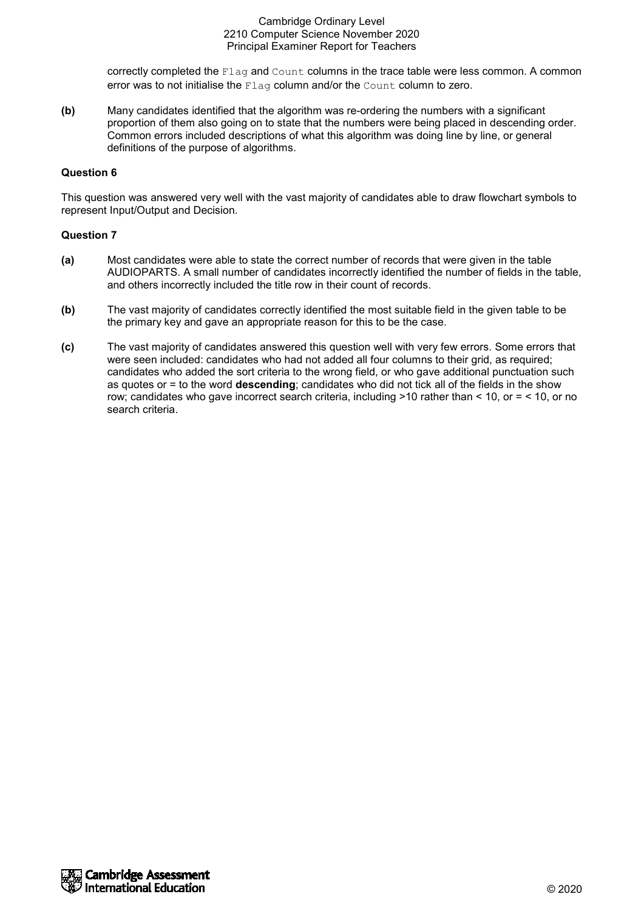correctly completed the `Flag` and `Count` columns in the trace table were less common. A common error was to not initialise the `Flag` column and/or the `Count` column to zero.

**(b)** Many candidates identified that the algorithm was re-ordering the numbers with a significant proportion of them also going on to state that the numbers were being placed in descending order. Common errors included descriptions of what this algorithm was doing line by line, or general definitions of the purpose of algorithms.

**Question 6**

This question was answered very well with the vast majority of candidates able to draw flowchart symbols to represent Input/Output and Decision.

**Question 7**

**(a)** Most candidates were able to state the correct number of records that were given in the table AUDIOPARTS. A small number of candidates incorrectly identified the number of fields in the table, and others incorrectly included the title row in their count of records.

**(b)** The vast majority of candidates correctly identified the most suitable field in the given table to be the primary key and gave an appropriate reason for this to be the case.

**(c)** The vast majority of candidates answered this question well with very few errors. Some errors that were seen included: candidates who had not added all four columns to their grid, as required; candidates who added the sort criteria to the wrong field, or who gave additional punctuation such as quotes or = to the word **descending**; candidates who did not tick all of the fields in the show row; candidates who gave incorrect search criteria, including >10 rather than < 10, or = < 10, or no search criteria.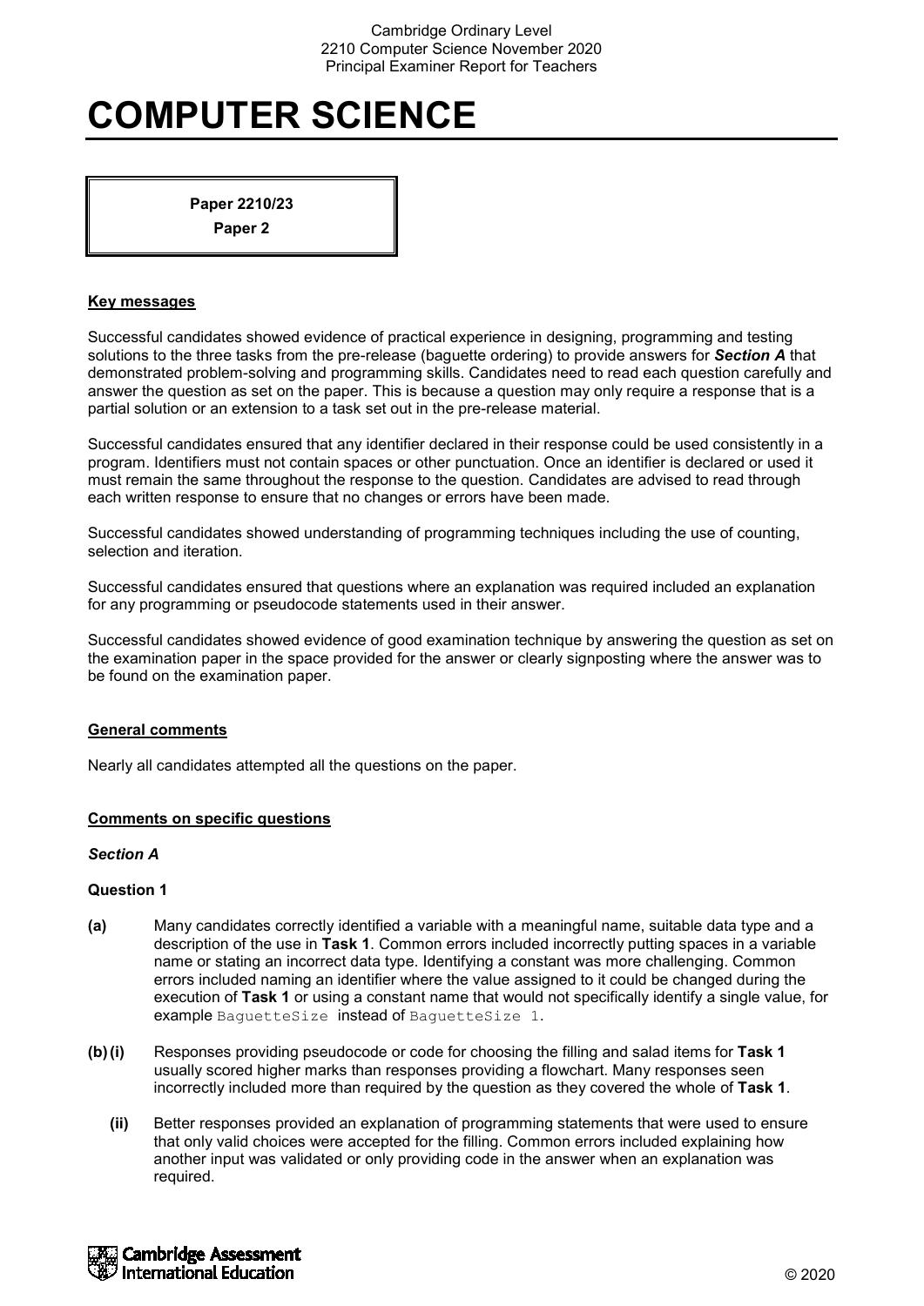# COMPUTER SCIENCE

**Paper 2210/23**
**Paper 2**

## Key messages

Successful candidates showed evidence of practical experience in designing, programming and testing solutions to the three tasks from the pre-release (baguette ordering) to provide answers for ***Section A*** that demonstrated problem-solving and programming skills. Candidates need to read each question carefully and answer the question as set on the paper. This is because a question may only require a response that is a partial solution or an extension to a task set out in the pre-release material.

Successful candidates ensured that any identifier declared in their response could be used consistently in a program. Identifiers must not contain spaces or other punctuation. Once an identifier is declared or used it must remain the same throughout the response to the question. Candidates are advised to read through each written response to ensure that no changes or errors have been made.

Successful candidates showed understanding of programming techniques including the use of counting, selection and iteration.

Successful candidates ensured that questions where an explanation was required included an explanation for any programming or pseudocode statements used in their answer.

Successful candidates showed evidence of good examination technique by answering the question as set on the examination paper in the space provided for the answer or clearly signposting where the answer was to be found on the examination paper.

## General comments

Nearly all candidates attempted all the questions on the paper.

## Comments on specific questions

### *Section A*

### Question 1

**(a)** Many candidates correctly identified a variable with a meaningful name, suitable data type and a description of the use in **Task 1**. Common errors included incorrectly putting spaces in a variable name or stating an incorrect data type. Identifying a constant was more challenging. Common errors included naming an identifier where the value assigned to it could be changed during the execution of **Task 1** or using a constant name that would not specifically identify a single value, for example `BaguetteSize` instead of `BaguetteSize 1`.

**(b) (i)** Responses providing pseudocode or code for choosing the filling and salad items for **Task 1** usually scored higher marks than responses providing a flowchart. Many responses seen incorrectly included more than required by the question as they covered the whole of **Task 1**.

**(ii)** Better responses provided an explanation of programming statements that were used to ensure that only valid choices were accepted for the filling. Common errors included explaining how another input was validated or only providing code in the answer when an explanation was required.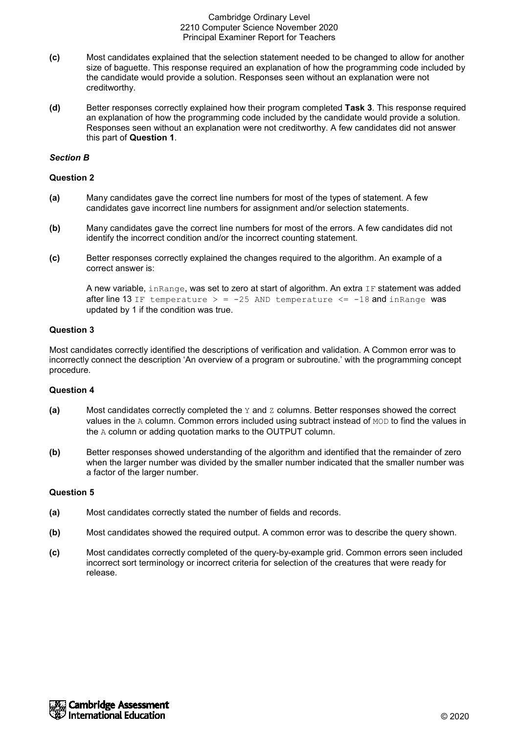**(c)** Most candidates explained that the selection statement needed to be changed to allow for another size of baguette. This response required an explanation of how the programming code included by the candidate would provide a solution. Responses seen without an explanation were not creditworthy.

**(d)** Better responses correctly explained how their program completed **Task 3**. This response required an explanation of how the programming code included by the candidate would provide a solution. Responses seen without an explanation were not creditworthy. A few candidates did not answer this part of **Question 1**.

***Section B***

**Question 2**

**(a)** Many candidates gave the correct line numbers for most of the types of statement. A few candidates gave incorrect line numbers for assignment and/or selection statements.

**(b)** Many candidates gave the correct line numbers for most of the errors. A few candidates did not identify the incorrect condition and/or the incorrect counting statement.

**(c)** Better responses correctly explained the changes required to the algorithm. An example of a correct answer is:

A new variable, `inRange`, was set to zero at start of algorithm. An extra `IF` statement was added after line 13 `IF temperature > = -25 AND temperature <= -18` and `inRange` was updated by 1 if the condition was true.

**Question 3**

Most candidates correctly identified the descriptions of verification and validation. A Common error was to incorrectly connect the description 'An overview of a program or subroutine.' with the programming concept procedure.

**Question 4**

**(a)** Most candidates correctly completed the `Y` and `Z` columns. Better responses showed the correct values in the `A` column. Common errors included using subtract instead of `MOD` to find the values in the `A` column or adding quotation marks to the OUTPUT column.

**(b)** Better responses showed understanding of the algorithm and identified that the remainder of zero when the larger number was divided by the smaller number indicated that the smaller number was a factor of the larger number.

**Question 5**

**(a)** Most candidates correctly stated the number of fields and records.

**(b)** Most candidates showed the required output. A common error was to describe the query shown.

**(c)** Most candidates correctly completed of the query-by-example grid. Common errors seen included incorrect sort terminology or incorrect criteria for selection of the creatures that were ready for release.